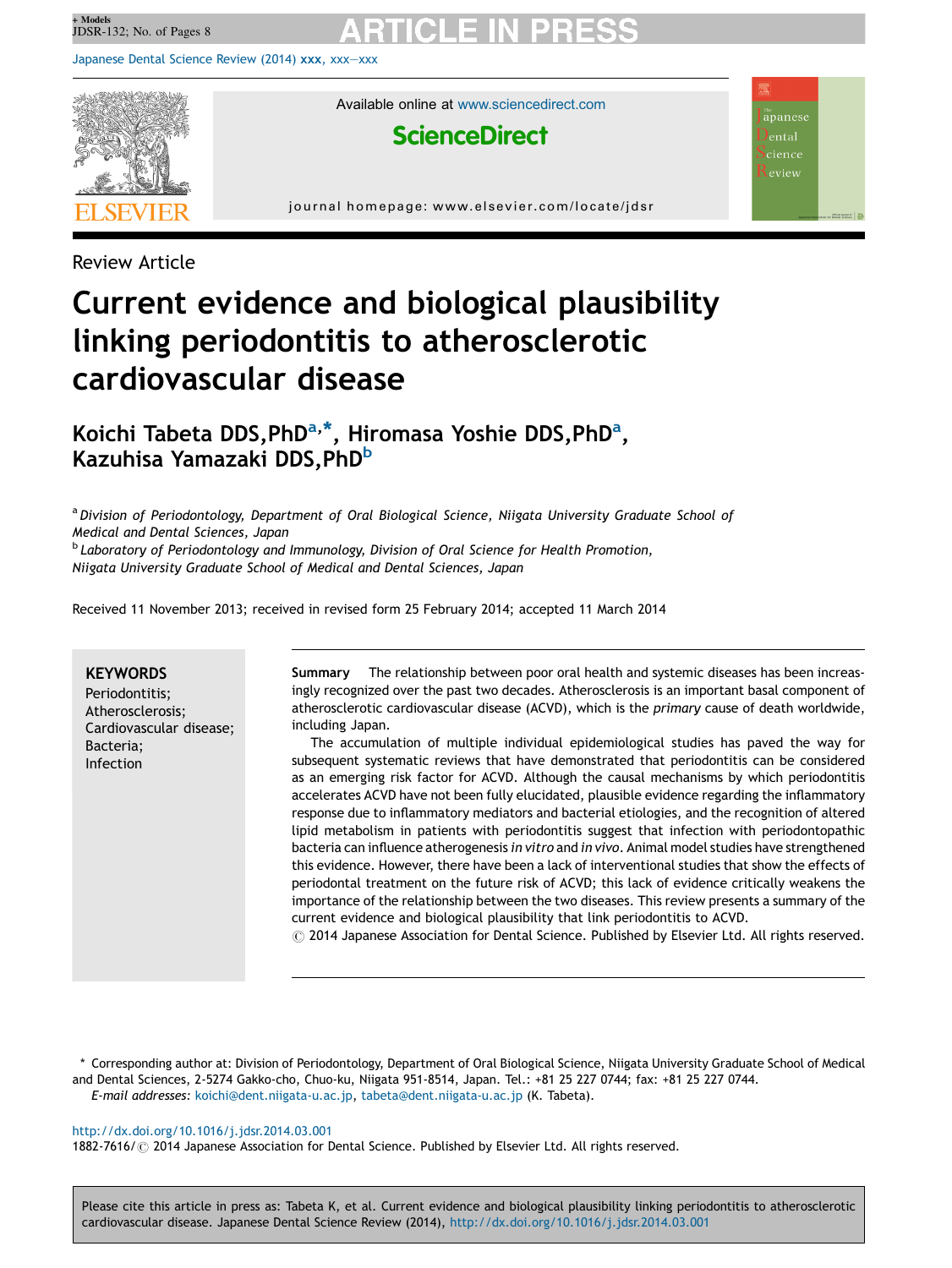Review Article

# Current evidence and biological plausibility linking periodontitis to atherosclerotic cardiovascular disease

**Koichi Tabeta DDS,PhD[a,*], Hiromasa Yoshie DDS,PhD[a], Kazuhisa Yamazaki DDS,PhD[b]**

[a] *Division of Periodontology, Department of Oral Biological Science, Niigata University Graduate School of Medical and Dental Sciences, Japan*
[b] *Laboratory of Periodontology and Immunology, Division of Oral Science for Health Promotion, Niigata University Graduate School of Medical and Dental Sciences, Japan*

Received 11 November 2013; received in revised form 25 February 2014; accepted 11 March 2014

**KEYWORDS**
Periodontitis;
Atherosclerosis;
Cardiovascular disease;
Bacteria;
Infection

**Summary** The relationship between poor oral health and systemic diseases has been increasingly recognized over the past two decades. Atherosclerosis is an important basal component of atherosclerotic cardiovascular disease (ACVD), which is the *primary* cause of death worldwide, including Japan.

The accumulation of multiple individual epidemiological studies has paved the way for subsequent systematic reviews that have demonstrated that periodontitis can be considered as an emerging risk factor for ACVD. Although the causal mechanisms by which periodontitis accelerates ACVD have not been fully elucidated, plausible evidence regarding the inflammatory response due to inflammatory mediators and bacterial etiologies, and the recognition of altered lipid metabolism in patients with periodontitis suggest that infection with periodontopathic bacteria can influence atherogenesis *in vitro* and *in vivo*. Animal model studies have strengthened this evidence. However, there have been a lack of interventional studies that show the effects of periodontal treatment on the future risk of ACVD; this lack of evidence critically weakens the importance of the relationship between the two diseases. This review presents a summary of the current evidence and biological plausibility that link periodontitis to ACVD.

© 2014 Japanese Association for Dental Science. Published by Elsevier Ltd. All rights reserved.

\* Corresponding author at: Division of Periodontology, Department of Oral Biological Science, Niigata University Graduate School of Medical and Dental Sciences, 2-5274 Gakko-cho, Chuo-ku, Niigata 951-8514, Japan. Tel.: +81 25 227 0744; fax: +81 25 227 0744.
*E-mail addresses:* koichi@dent.niigata-u.ac.jp, tabeta@dent.niigata-u.ac.jp (K. Tabeta).

http://dx.doi.org/10.1016/j.jdsr.2014.03.001
1882-7616/© 2014 Japanese Association for Dental Science. Published by Elsevier Ltd. All rights reserved.

Please cite this article in press as: Tabeta K, et al. Current evidence and biological plausibility linking periodontitis to atherosclerotic cardiovascular disease. Japanese Dental Science Review (2014), http://dx.doi.org/10.1016/j.jdsr.2014.03.001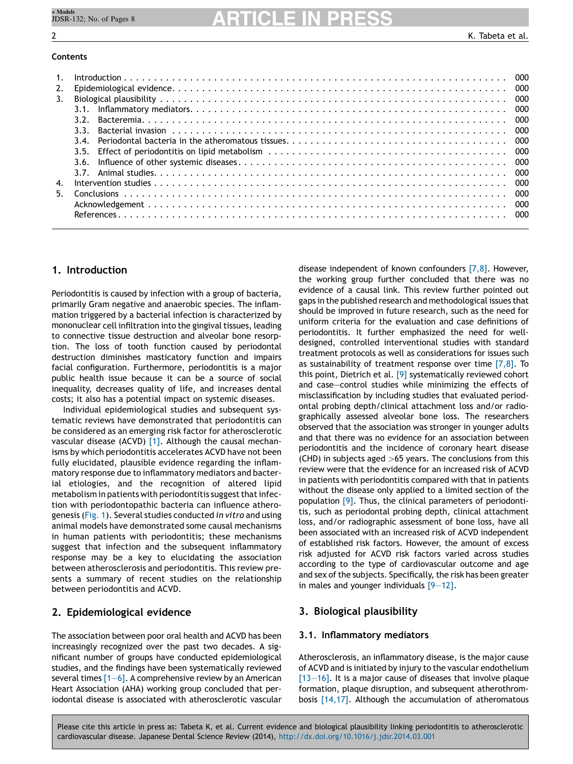## Contents

1. Introduction . . . 000
2. Epidemiological evidence . . . 000
3. Biological plausibility . . . 000
   - 3.1. Inflammatory mediators . . . 000
   - 3.2. Bacteremia . . . 000
   - 3.3. Bacterial invasion . . . 000
   - 3.4. Periodontal bacteria in the atheromatous tissues . . . 000
   - 3.5. Effect of periodontitis on lipid metabolism . . . 000
   - 3.6. Influence of other systemic diseases . . . 000
   - 3.7. Animal studies . . . 000
4. Intervention studies . . . 000
5. Conclusions . . . 000

Acknowledgement . . . 000

References . . . 000

## 1. Introduction

Periodontitis is caused by infection with a group of bacteria, primarily Gram negative and anaerobic species. The inflammation triggered by a bacterial infection is characterized by mononuclear cell infiltration into the gingival tissues, leading to connective tissue destruction and alveolar bone resorption. The loss of tooth function caused by periodontal destruction diminishes masticatory function and impairs facial configuration. Furthermore, periodontitis is a major public health issue because it can be a source of social inequality, decreases quality of life, and increases dental costs; it also has a potential impact on systemic diseases.

Individual epidemiological studies and subsequent systematic reviews have demonstrated that periodontitis can be considered as an emerging risk factor for atherosclerotic vascular disease (ACVD) [1]. Although the causal mechanisms by which periodontitis accelerates ACVD have not been fully elucidated, plausible evidence regarding the inflammatory response due to inflammatory mediators and bacterial etiologies, and the recognition of altered lipid metabolism in patients with periodontitis suggest that infection with periodontopathic bacteria can influence atherogenesis (Fig. 1). Several studies conducted *in vitro* and using animal models have demonstrated some causal mechanisms in human patients with periodontitis; these mechanisms suggest that infection and the subsequent inflammatory response may be a key to elucidating the association between atherosclerosis and periodontitis. This review presents a summary of recent studies on the relationship between periodontitis and ACVD.

## 2. Epidemiological evidence

The association between poor oral health and ACVD has been increasingly recognized over the past two decades. A significant number of groups have conducted epidemiological studies, and the findings have been systematically reviewed several times [1–6]. A comprehensive review by an American Heart Association (AHA) working group concluded that periodontal disease is associated with atherosclerotic vascular disease independent of known confounders [7,8]. However, the working group further concluded that there was no evidence of a causal link. This review further pointed out gaps in the published research and methodological issues that should be improved in future research, such as the need for uniform criteria for the evaluation and case definitions of periodontitis. It further emphasized the need for well-designed, controlled interventional studies with standard treatment protocols as well as considerations for issues such as sustainability of treatment response over time [7,8]. To this point, Dietrich et al. [9] systematically reviewed cohort and case–control studies while minimizing the effects of misclassification by including studies that evaluated periodontal probing depth/clinical attachment loss and/or radiographically assessed alveolar bone loss. The researchers observed that the association was stronger in younger adults and that there was no evidence for an association between periodontitis and the incidence of coronary heart disease (CHD) in subjects aged >65 years. The conclusions from this review were that the evidence for an increased risk of ACVD in patients with periodontitis compared with that in patients without the disease only applied to a limited section of the population [9]. Thus, the clinical parameters of periodontitis, such as periodontal probing depth, clinical attachment loss, and/or radiographic assessment of bone loss, have all been associated with an increased risk of ACVD independent of established risk factors. However, the amount of excess risk adjusted for ACVD risk factors varied across studies according to the type of cardiovascular outcome and age and sex of the subjects. Specifically, the risk has been greater in males and younger individuals [9–12].

## 3. Biological plausibility

### 3.1. Inflammatory mediators

Atherosclerosis, an inflammatory disease, is the major cause of ACVD and is initiated by injury to the vascular endothelium [13–16]. It is a major cause of diseases that involve plaque formation, plaque disruption, and subsequent atherothrombosis [14,17]. Although the accumulation of atheromatous

Please cite this article in press as: Tabeta K, et al. Current evidence and biological plausibility linking periodontitis to atherosclerotic cardiovascular disease. Japanese Dental Science Review (2014), http://dx.doi.org/10.1016/j.jdsr.2014.03.001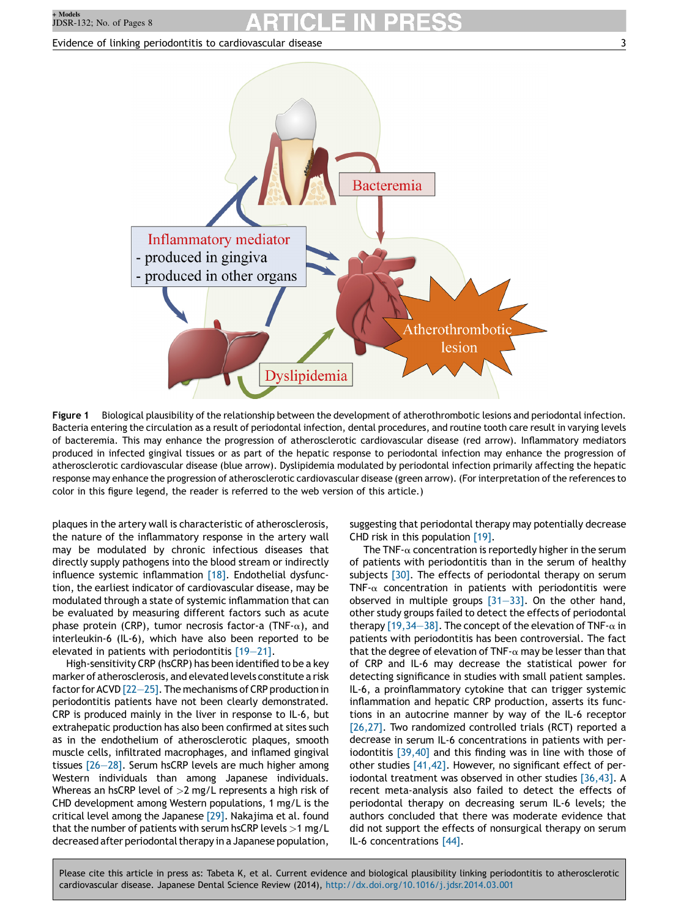Figure 1 Biological plausibility of the relationship between the development of atherothrombotic lesions and periodontal infection. Bacteria entering the circulation as a result of periodontal infection, dental procedures, and routine tooth care result in varying levels of bacteremia. This may enhance the progression of atherosclerotic cardiovascular disease (red arrow). Inflammatory mediators produced in infected gingival tissues or as part of the hepatic response to periodontal infection may enhance the progression of atherosclerotic cardiovascular disease (blue arrow). Dyslipidemia modulated by periodontal infection primarily affecting the hepatic response may enhance the progression of atherosclerotic cardiovascular disease (green arrow). (For interpretation of the references to color in this figure legend, the reader is referred to the web version of this article.)

plaques in the artery wall is characteristic of atherosclerosis, the nature of the inflammatory response in the artery wall may be modulated by chronic infectious diseases that directly supply pathogens into the blood stream or indirectly influence systemic inflammation [18]. Endothelial dysfunction, the earliest indicator of cardiovascular disease, may be modulated through a state of systemic inflammation that can be evaluated by measuring different factors such as acute phase protein (CRP), tumor necrosis factor-a (TNF-α), and interleukin-6 (IL-6), which have also been reported to be elevated in patients with periodontitis [19–21].

High-sensitivity CRP (hsCRP) has been identified to be a key marker of atherosclerosis, and elevated levels constitute a risk factor for ACVD [22–25]. The mechanisms of CRP production in periodontitis patients have not been clearly demonstrated. CRP is produced mainly in the liver in response to IL-6, but extrahepatic production has also been confirmed at sites such as in the endothelium of atherosclerotic plaques, smooth muscle cells, infiltrated macrophages, and inflamed gingival tissues [26–28]. Serum hsCRP levels are much higher among Western individuals than among Japanese individuals. Whereas an hsCRP level of >2 mg/L represents a high risk of CHD development among Western populations, 1 mg/L is the critical level among the Japanese [29]. Nakajima et al. found that the number of patients with serum hsCRP levels >1 mg/L decreased after periodontal therapy in a Japanese population, suggesting that periodontal therapy may potentially decrease CHD risk in this population [19].

The TNF-α concentration is reportedly higher in the serum of patients with periodontitis than in the serum of healthy subjects [30]. The effects of periodontal therapy on serum TNF-α concentration in patients with periodontitis were observed in multiple groups [31–33]. On the other hand, other study groups failed to detect the effects of periodontal therapy [19,34–38]. The concept of the elevation of TNF-α in patients with periodontitis has been controversial. The fact that the degree of elevation of TNF-α may be lesser than that of CRP and IL-6 may decrease the statistical power for detecting significance in studies with small patient samples. IL-6, a proinflammatory cytokine that can trigger systemic inflammation and hepatic CRP production, asserts its functions in an autocrine manner by way of the IL-6 receptor [26,27]. Two randomized controlled trials (RCT) reported a decrease in serum IL-6 concentrations in patients with periodontitis [39,40] and this finding was in line with those of other studies [41,42]. However, no significant effect of periodontal treatment was observed in other studies [36,43]. A recent meta-analysis also failed to detect the effects of periodontal therapy on decreasing serum IL-6 levels; the authors concluded that there was moderate evidence that did not support the effects of nonsurgical therapy on serum IL-6 concentrations [44].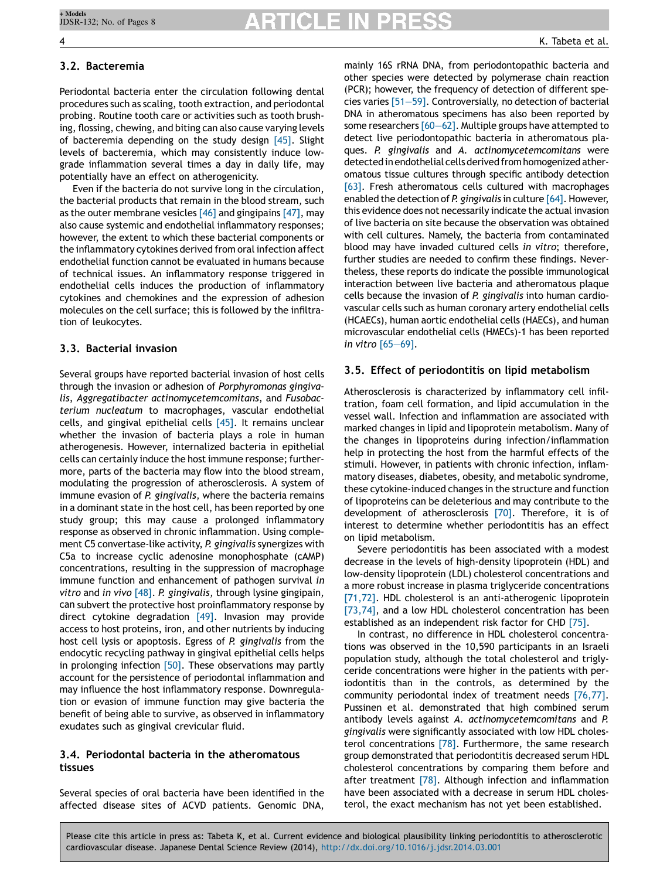## 3.2. Bacteremia

Periodontal bacteria enter the circulation following dental procedures such as scaling, tooth extraction, and periodontal probing. Routine tooth care or activities such as tooth brushing, flossing, chewing, and biting can also cause varying levels of bacteremia depending on the study design [45]. Slight levels of bacteremia, which may consistently induce low-grade inflammation several times a day in daily life, may potentially have an effect on atherogenicity.

Even if the bacteria do not survive long in the circulation, the bacterial products that remain in the blood stream, such as the outer membrane vesicles [46] and gingipains [47], may also cause systemic and endothelial inflammatory responses; however, the extent to which these bacterial components or the inflammatory cytokines derived from oral infection affect endothelial function cannot be evaluated in humans because of technical issues. An inflammatory response triggered in endothelial cells induces the production of inflammatory cytokines and chemokines and the expression of adhesion molecules on the cell surface; this is followed by the infiltration of leukocytes.

## 3.3. Bacterial invasion

Several groups have reported bacterial invasion of host cells through the invasion or adhesion of *Porphyromonas gingivalis*, *Aggregatibacter actinomycetemcomitans*, and *Fusobacterium nucleatum* to macrophages, vascular endothelial cells, and gingival epithelial cells [45]. It remains unclear whether the invasion of bacteria plays a role in human atherogenesis. However, internalized bacteria in epithelial cells can certainly induce the host immune response; furthermore, parts of the bacteria may flow into the blood stream, modulating the progression of atherosclerosis. A system of immune evasion of *P. gingivalis*, where the bacteria remains in a dominant state in the host cell, has been reported by one study group; this may cause a prolonged inflammatory response as observed in chronic inflammation. Using complement C5 convertase-like activity, *P. gingivalis* synergizes with C5a to increase cyclic adenosine monophosphate (cAMP) concentrations, resulting in the suppression of macrophage immune function and enhancement of pathogen survival *in vitro* and *in vivo* [48]. *P. gingivalis*, through lysine gingipain, can subvert the protective host proinflammatory response by direct cytokine degradation [49]. Invasion may provide access to host proteins, iron, and other nutrients by inducing host cell lysis or apoptosis. Egress of *P. gingivalis* from the endocytic recycling pathway in gingival epithelial cells helps in prolonging infection [50]. These observations may partly account for the persistence of periodontal inflammation and may influence the host inflammatory response. Downregulation or evasion of immune function may give bacteria the benefit of being able to survive, as observed in inflammatory exudates such as gingival crevicular fluid.

## 3.4. Periodontal bacteria in the atheromatous tissues

Several species of oral bacteria have been identified in the affected disease sites of ACVD patients. Genomic DNA, mainly 16S rRNA DNA, from periodontopathic bacteria and other species were detected by polymerase chain reaction (PCR); however, the frequency of detection of different species varies [51–59]. Controversially, no detection of bacterial DNA in atheromatous specimens has also been reported by some researchers [60–62]. Multiple groups have attempted to detect live periodontopathic bacteria in atheromatous plaques. *P. gingivalis* and *A. actinomycetemcomitans* were detected in endothelial cells derived from homogenized atheromatous tissue cultures through specific antibody detection [63]. Fresh atheromatous cells cultured with macrophages enabled the detection of *P. gingivalis* in culture [64]. However, this evidence does not necessarily indicate the actual invasion of live bacteria on site because the observation was obtained with cell cultures. Namely, the bacteria from contaminated blood may have invaded cultured cells *in vitro*; therefore, further studies are needed to confirm these findings. Nevertheless, these reports do indicate the possible immunological interaction between live bacteria and atheromatous plaque cells because the invasion of *P. gingivalis* into human cardiovascular cells such as human coronary artery endothelial cells (HCAECs), human aortic endothelial cells (HAECs), and human microvascular endothelial cells (HMECs)-1 has been reported *in vitro* [65–69].

## 3.5. Effect of periodontitis on lipid metabolism

Atherosclerosis is characterized by inflammatory cell infiltration, foam cell formation, and lipid accumulation in the vessel wall. Infection and inflammation are associated with marked changes in lipid and lipoprotein metabolism. Many of the changes in lipoproteins during infection/inflammation help in protecting the host from the harmful effects of the stimuli. However, in patients with chronic infection, inflammatory diseases, diabetes, obesity, and metabolic syndrome, these cytokine-induced changes in the structure and function of lipoproteins can be deleterious and may contribute to the development of atherosclerosis [70]. Therefore, it is of interest to determine whether periodontitis has an effect on lipid metabolism.

Severe periodontitis has been associated with a modest decrease in the levels of high-density lipoprotein (HDL) and low-density lipoprotein (LDL) cholesterol concentrations and a more robust increase in plasma triglyceride concentrations [71,72]. HDL cholesterol is an anti-atherogenic lipoprotein [73,74], and a low HDL cholesterol concentration has been established as an independent risk factor for CHD [75].

In contrast, no difference in HDL cholesterol concentrations was observed in the 10,590 participants in an Israeli population study, although the total cholesterol and triglyceride concentrations were higher in the patients with periodontitis than in the controls, as determined by the community periodontal index of treatment needs [76,77]. Pussinen et al. demonstrated that high combined serum antibody levels against *A. actinomycetemcomitans* and *P. gingivalis* were significantly associated with low HDL cholesterol concentrations [78]. Furthermore, the same research group demonstrated that periodontitis decreased serum HDL cholesterol concentrations by comparing them before and after treatment [78]. Although infection and inflammation have been associated with a decrease in serum HDL cholesterol, the exact mechanism has not yet been established.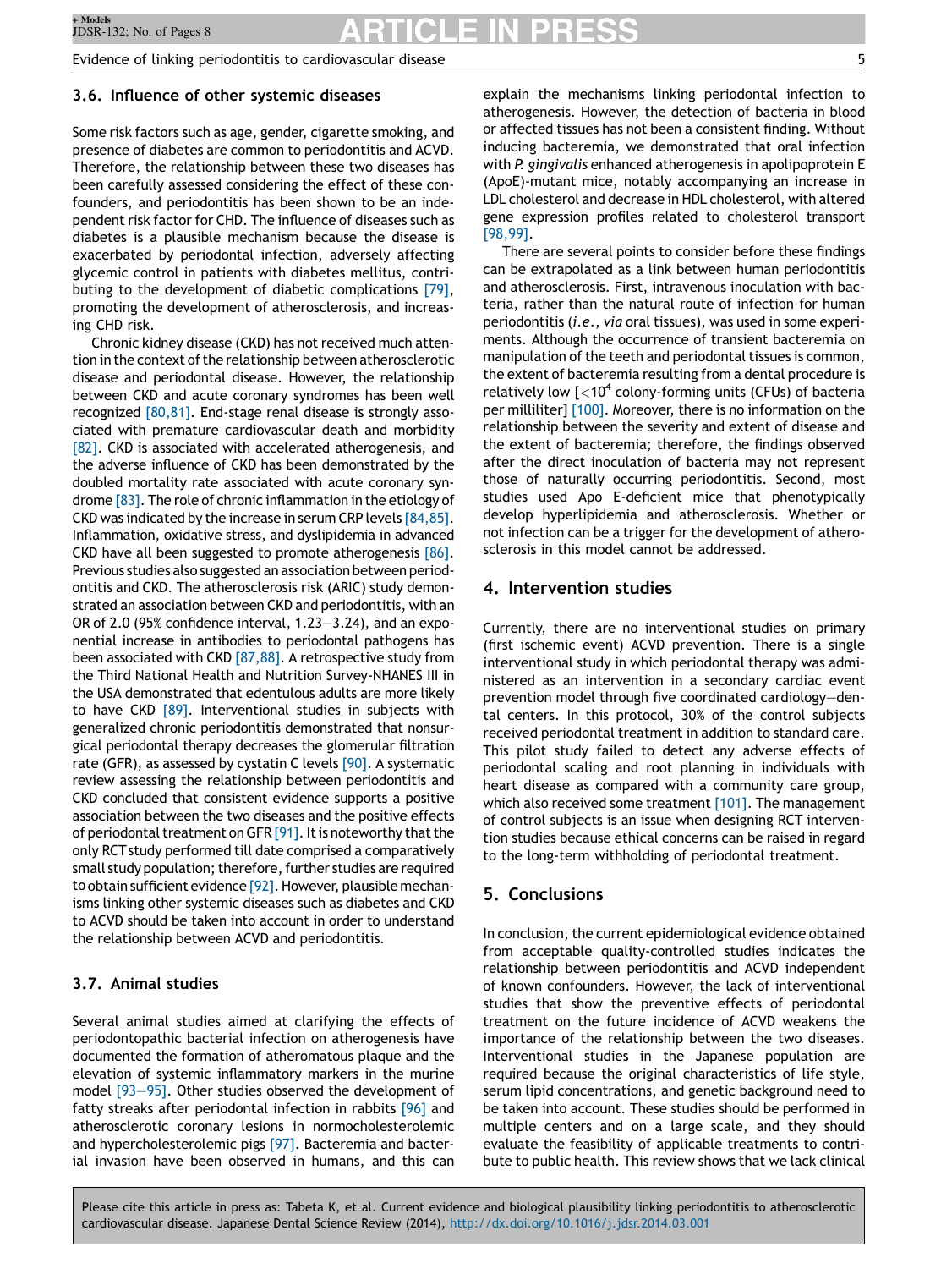### 3.6. Influence of other systemic diseases

Some risk factors such as age, gender, cigarette smoking, and presence of diabetes are common to periodontitis and ACVD. Therefore, the relationship between these two diseases has been carefully assessed considering the effect of these confounders, and periodontitis has been shown to be an independent risk factor for CHD. The influence of diseases such as diabetes is a plausible mechanism because the disease is exacerbated by periodontal infection, adversely affecting glycemic control in patients with diabetes mellitus, contributing to the development of diabetic complications [79], promoting the development of atherosclerosis, and increasing CHD risk.

Chronic kidney disease (CKD) has not received much attention in the context of the relationship between atherosclerotic disease and periodontal disease. However, the relationship between CKD and acute coronary syndromes has been well recognized [80,81]. End-stage renal disease is strongly associated with premature cardiovascular death and morbidity [82]. CKD is associated with accelerated atherogenesis, and the adverse influence of CKD has been demonstrated by the doubled mortality rate associated with acute coronary syndrome [83]. The role of chronic inflammation in the etiology of CKD was indicated by the increase in serum CRP levels [84,85]. Inflammation, oxidative stress, and dyslipidemia in advanced CKD have all been suggested to promote atherogenesis [86]. Previous studies also suggested an association between periodontitis and CKD. The atherosclerosis risk (ARIC) study demonstrated an association between CKD and periodontitis, with an OR of 2.0 (95% confidence interval, 1.23–3.24), and an exponential increase in antibodies to periodontal pathogens has been associated with CKD [87,88]. A retrospective study from the Third National Health and Nutrition Survey-NHANES III in the USA demonstrated that edentulous adults are more likely to have CKD [89]. Interventional studies in subjects with generalized chronic periodontitis demonstrated that nonsurgical periodontal therapy decreases the glomerular filtration rate (GFR), as assessed by cystatin C levels [90]. A systematic review assessing the relationship between periodontitis and CKD concluded that consistent evidence supports a positive association between the two diseases and the positive effects of periodontal treatment on GFR [91]. It is noteworthy that the only RCT study performed till date comprised a comparatively small study population; therefore, further studies are required to obtain sufficient evidence [92]. However, plausible mechanisms linking other systemic diseases such as diabetes and CKD to ACVD should be taken into account in order to understand the relationship between ACVD and periodontitis.

### 3.7. Animal studies

Several animal studies aimed at clarifying the effects of periodontopathic bacterial infection on atherogenesis have documented the formation of atheromatous plaque and the elevation of systemic inflammatory markers in the murine model [93–95]. Other studies observed the development of fatty streaks after periodontal infection in rabbits [96] and atherosclerotic coronary lesions in normocholesterolemic and hypercholesterolemic pigs [97]. Bacteremia and bacterial invasion have been observed in humans, and this can explain the mechanisms linking periodontal infection to atherogenesis. However, the detection of bacteria in blood or affected tissues has not been a consistent finding. Without inducing bacteremia, we demonstrated that oral infection with *P. gingivalis* enhanced atherogenesis in apolipoprotein E (ApoE)-mutant mice, notably accompanying an increase in LDL cholesterol and decrease in HDL cholesterol, with altered gene expression profiles related to cholesterol transport [98,99].

There are several points to consider before these findings can be extrapolated as a link between human periodontitis and atherosclerosis. First, intravenous inoculation with bacteria, rather than the natural route of infection for human periodontitis (*i.e., via* oral tissues), was used in some experiments. Although the occurrence of transient bacteremia on manipulation of the teeth and periodontal tissues is common, the extent of bacteremia resulting from a dental procedure is relatively low [$<10^4$ colony-forming units (CFUs) of bacteria per milliliter] [100]. Moreover, there is no information on the relationship between the severity and extent of disease and the extent of bacteremia; therefore, the findings observed after the direct inoculation of bacteria may not represent those of naturally occurring periodontitis. Second, most studies used Apo E-deficient mice that phenotypically develop hyperlipidemia and atherosclerosis. Whether or not infection can be a trigger for the development of atherosclerosis in this model cannot be addressed.

## 4. Intervention studies

Currently, there are no interventional studies on primary (first ischemic event) ACVD prevention. There is a single interventional study in which periodontal therapy was administered as an intervention in a secondary cardiac event prevention model through five coordinated cardiology–dental centers. In this protocol, 30% of the control subjects received periodontal treatment in addition to standard care. This pilot study failed to detect any adverse effects of periodontal scaling and root planning in individuals with heart disease as compared with a community care group, which also received some treatment [101]. The management of control subjects is an issue when designing RCT intervention studies because ethical concerns can be raised in regard to the long-term withholding of periodontal treatment.

## 5. Conclusions

In conclusion, the current epidemiological evidence obtained from acceptable quality-controlled studies indicates the relationship between periodontitis and ACVD independent of known confounders. However, the lack of interventional studies that show the preventive effects of periodontal treatment on the future incidence of ACVD weakens the importance of the relationship between the two diseases. Interventional studies in the Japanese population are required because the original characteristics of life style, serum lipid concentrations, and genetic background need to be taken into account. These studies should be performed in multiple centers and on a large scale, and they should evaluate the feasibility of applicable treatments to contribute to public health. This review shows that we lack clinical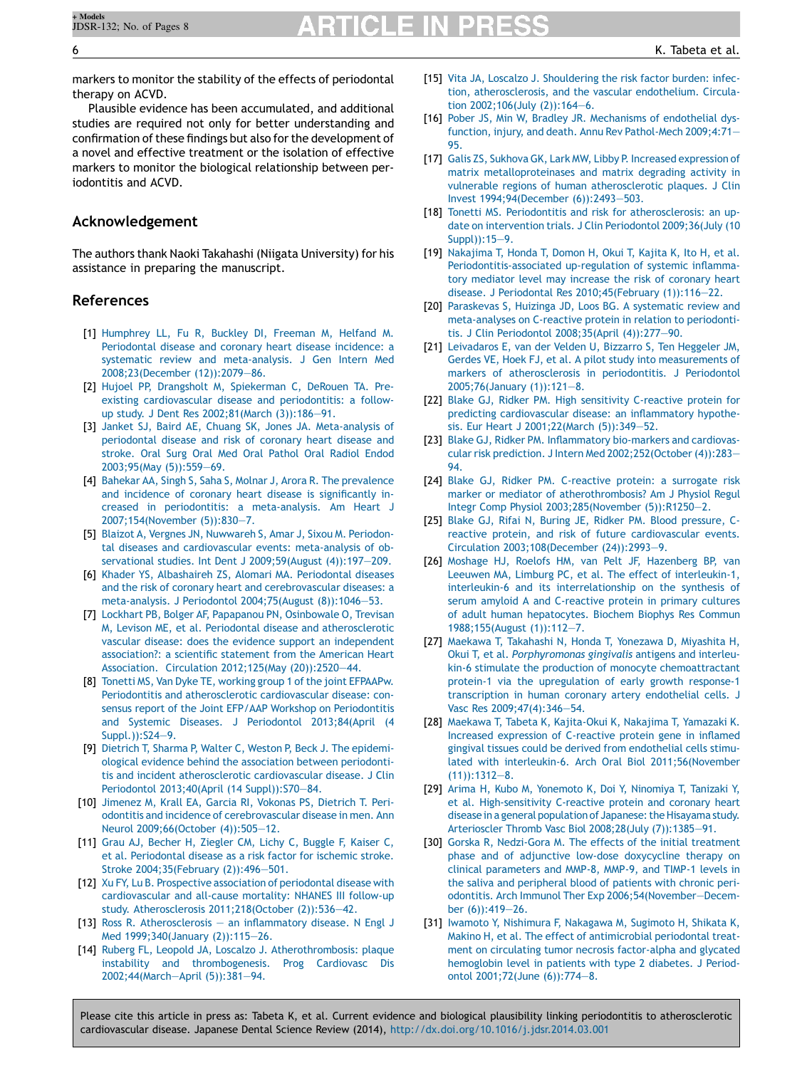markers to monitor the stability of the effects of periodontal therapy on ACVD.

Plausible evidence has been accumulated, and additional studies are required not only for better understanding and confirmation of these findings but also for the development of a novel and effective treatment or the isolation of effective markers to monitor the biological relationship between periodontitis and ACVD.

## Acknowledgement

The authors thank Naoki Takahashi (Niigata University) for his assistance in preparing the manuscript.

## References

[1] Humphrey LL, Fu R, Buckley DI, Freeman M, Helfand M. Periodontal disease and coronary heart disease incidence: a systematic review and meta-analysis. J Gen Intern Med 2008;23(December (12)):2079–86.

[2] Hujoel PP, Drangsholt M, Spiekerman C, DeRouen TA. Pre-existing cardiovascular disease and periodontitis: a follow-up study. J Dent Res 2002;81(March (3)):186–91.

[3] Janket SJ, Baird AE, Chuang SK, Jones JA. Meta-analysis of periodontal disease and risk of coronary heart disease and stroke. Oral Surg Oral Med Oral Pathol Oral Radiol Endod 2003;95(May (5)):559–69.

[4] Bahekar AA, Singh S, Saha S, Molnar J, Arora R. The prevalence and incidence of coronary heart disease is significantly increased in periodontitis: a meta-analysis. Am Heart J 2007;154(November (5)):830–7.

[5] Blaizot A, Vergnes JN, Nuwwareh S, Amar J, Sixou M. Periodontal diseases and cardiovascular events: meta-analysis of observational studies. Int Dent J 2009;59(August (4)):197–209.

[6] Khader YS, Albashaireh ZS, Alomari MA. Periodontal diseases and the risk of coronary heart and cerebrovascular diseases: a meta-analysis. J Periodontol 2004;75(August (8)):1046–53.

[7] Lockhart PB, Bolger AF, Papapanou PN, Osinbowale O, Trevisan M, Levison ME, et al. Periodontal disease and atherosclerotic vascular disease: does the evidence support an independent association?: a scientific statement from the American Heart Association. Circulation 2012;125(May (20)):2520–44.

[8] Tonetti MS, Van Dyke TE, working group 1 of the joint EFPAAPw. Periodontitis and atherosclerotic cardiovascular disease: consensus report of the Joint EFP/AAP Workshop on Periodontitis and Systemic Diseases. J Periodontol 2013;84(April (4 Suppl.)):S24–9.

[9] Dietrich T, Sharma P, Walter C, Weston P, Beck J. The epidemiological evidence behind the association between periodontitis and incident atherosclerotic cardiovascular disease. J Clin Periodontol 2013;40(April (14 Suppl)):S70–84.

[10] Jimenez M, Krall EA, Garcia RI, Vokonas PS, Dietrich T. Periodontitis and incidence of cerebrovascular disease in men. Ann Neurol 2009;66(October (4)):505–12.

[11] Grau AJ, Becher H, Ziegler CM, Lichy C, Buggle F, Kaiser C, et al. Periodontal disease as a risk factor for ischemic stroke. Stroke 2004;35(February (2)):496–501.

[12] Xu FY, Lu B. Prospective association of periodontal disease with cardiovascular and all-cause mortality: NHANES III follow-up study. Atherosclerosis 2011;218(October (2)):536–42.

[13] Ross R. Atherosclerosis — an inflammatory disease. N Engl J Med 1999;340(January (2)):115–26.

[14] Ruberg FL, Leopold JA, Loscalzo J. Atherothrombosis: plaque instability and thrombogenesis. Prog Cardiovasc Dis 2002;44(March–April (5)):381–94.

[15] Vita JA, Loscalzo J. Shouldering the risk factor burden: infection, atherosclerosis, and the vascular endothelium. Circulation 2002;106(July (2)):164–6.

[16] Pober JS, Min W, Bradley JR. Mechanisms of endothelial dysfunction, injury, and death. Annu Rev Pathol-Mech 2009;4:71–95.

[17] Galis ZS, Sukhova GK, Lark MW, Libby P. Increased expression of matrix metalloproteinases and matrix degrading activity in vulnerable regions of human atherosclerotic plaques. J Clin Invest 1994;94(December (6)):2493–503.

[18] Tonetti MS. Periodontitis and risk for atherosclerosis: an update on intervention trials. J Clin Periodontol 2009;36(July (10 Suppl)):15–9.

[19] Nakajima T, Honda T, Domon H, Okui T, Kajita K, Ito H, et al. Periodontitis-associated up-regulation of systemic inflammatory mediator level may increase the risk of coronary heart disease. J Periodontal Res 2010;45(February (1)):116–22.

[20] Paraskevas S, Huizinga JD, Loos BG. A systematic review and meta-analyses on C-reactive protein in relation to periodontitis. J Clin Periodontol 2008;35(April (4)):277–90.

[21] Leivadaros E, van der Velden U, Bizzarro S, Ten Heggeler JM, Gerdes VE, Hoek FJ, et al. A pilot study into measurements of markers of atherosclerosis in periodontitis. J Periodontol 2005;76(January (1)):121–8.

[22] Blake GJ, Ridker PM. High sensitivity C-reactive protein for predicting cardiovascular disease: an inflammatory hypothesis. Eur Heart J 2001;22(March (5)):349–52.

[23] Blake GJ, Ridker PM. Inflammatory bio-markers and cardiovascular risk prediction. J Intern Med 2002;252(October (4)):283–94.

[24] Blake GJ, Ridker PM. C-reactive protein: a surrogate risk marker or mediator of atherothrombosis? Am J Physiol Regul Integr Comp Physiol 2003;285(November (5)):R1250–2.

[25] Blake GJ, Rifai N, Buring JE, Ridker PM. Blood pressure, C-reactive protein, and risk of future cardiovascular events. Circulation 2003;108(December (24)):2993–9.

[26] Moshage HJ, Roelofs HM, van Pelt JF, Hazenberg BP, van Leeuwen MA, Limburg PC, et al. The effect of interleukin-1, interleukin-6 and its interrelationship on the synthesis of serum amyloid A and C-reactive protein in primary cultures of adult human hepatocytes. Biochem Biophys Res Commun 1988;155(August (1)):112–7.

[27] Maekawa T, Takahashi N, Honda T, Yonezawa D, Miyashita H, Okui T, et al. *Porphyromonas gingivalis* antigens and interleukin-6 stimulate the production of monocyte chemoattractant protein-1 via the upregulation of early growth response-1 transcription in human coronary artery endothelial cells. J Vasc Res 2009;47(4):346–54.

[28] Maekawa T, Tabeta K, Kajita-Okui K, Nakajima T, Yamazaki K. Increased expression of C-reactive protein gene in inflamed gingival tissues could be derived from endothelial cells stimulated with interleukin-6. Arch Oral Biol 2011;56(November (11)):1312–8.

[29] Arima H, Kubo M, Yonemoto K, Doi Y, Ninomiya T, Tanizaki Y, et al. High-sensitivity C-reactive protein and coronary heart disease in a general population of Japanese: the Hisayama study. Arterioscler Thromb Vasc Biol 2008;28(July (7)):1385–91.

[30] Gorska R, Nedzi-Gora M. The effects of the initial treatment phase and of adjunctive low-dose doxycycline therapy on clinical parameters and MMP-8, MMP-9, and TIMP-1 levels in the saliva and peripheral blood of patients with chronic periodontitis. Arch Immunol Ther Exp 2006;54(November–December (6)):419–26.

[31] Iwamoto Y, Nishimura F, Nakagawa M, Sugimoto H, Shikata K, Makino H, et al. The effect of antimicrobial periodontal treatment on circulating tumor necrosis factor-alpha and glycated hemoglobin level in patients with type 2 diabetes. J Periodontol 2001;72(June (6)):774–8.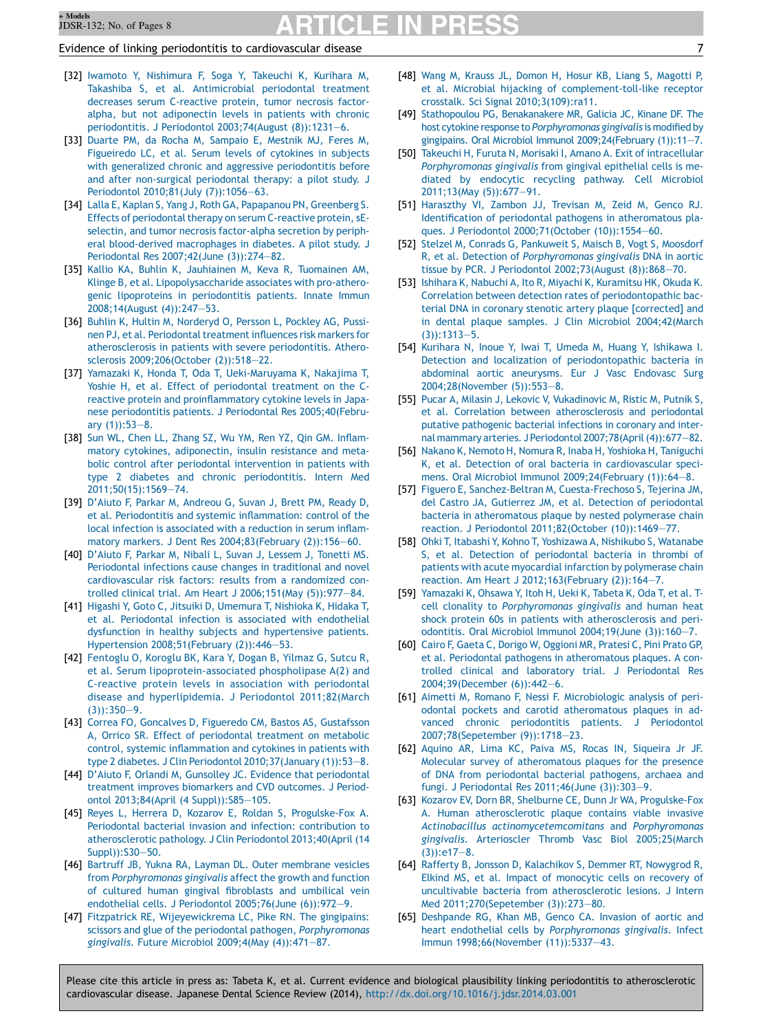[32] Iwamoto Y, Nishimura F, Soga Y, Takeuchi K, Kurihara M, Takashiba S, et al. Antimicrobial periodontal treatment decreases serum C-reactive protein, tumor necrosis factor-alpha, but not adiponectin levels in patients with chronic periodontitis. J Periodontol 2003;74(August (8)):1231—6.

[33] Duarte PM, da Rocha M, Sampaio E, Mestnik MJ, Feres M, Figueiredo LC, et al. Serum levels of cytokines in subjects with generalized chronic and aggressive periodontitis before and after non-surgical periodontal therapy: a pilot study. J Periodontol 2010;81(July (7)):1056—63.

[34] Lalla E, Kaplan S, Yang J, Roth GA, Papapanou PN, Greenberg S. Effects of periodontal therapy on serum C-reactive protein, sE-selectin, and tumor necrosis factor-alpha secretion by peripheral blood-derived macrophages in diabetes. A pilot study. J Periodontal Res 2007;42(June (3)):274—82.

[35] Kallio KA, Buhlin K, Jauhiainen M, Keva R, Tuomainen AM, Klinge B, et al. Lipopolysaccharide associates with pro-atherogenic lipoproteins in periodontitis patients. Innate Immun 2008;14(August (4)):247—53.

[36] Buhlin K, Hultin M, Norderyd O, Persson L, Pockley AG, Pussinen PJ, et al. Periodontal treatment influences risk markers for atherosclerosis in patients with severe periodontitis. Atherosclerosis 2009;206(October (2)):518—22.

[37] Yamazaki K, Honda T, Oda T, Ueki-Maruyama K, Nakajima T, Yoshie H, et al. Effect of periodontal treatment on the C-reactive protein and proinflammatory cytokine levels in Japanese periodontitis patients. J Periodontal Res 2005;40(February (1)):53—8.

[38] Sun WL, Chen LL, Zhang SZ, Wu YM, Ren YZ, Qin GM. Inflammatory cytokines, adiponectin, insulin resistance and metabolic control after periodontal intervention in patients with type 2 diabetes and chronic periodontitis. Intern Med 2011;50(15):1569—74.

[39] D'Aiuto F, Parkar M, Andreou G, Suvan J, Brett PM, Ready D, et al. Periodontitis and systemic inflammation: control of the local infection is associated with a reduction in serum inflammatory markers. J Dent Res 2004;83(February (2)):156—60.

[40] D'Aiuto F, Parkar M, Nibali L, Suvan J, Lessem J, Tonetti MS. Periodontal infections cause changes in traditional and novel cardiovascular risk factors: results from a randomized controlled clinical trial. Am Heart J 2006;151(May (5)):977—84.

[41] Higashi Y, Goto C, Jitsuiki D, Umemura T, Nishioka K, Hidaka T, et al. Periodontal infection is associated with endothelial dysfunction in healthy subjects and hypertensive patients. Hypertension 2008;51(February (2)):446—53.

[42] Fentoglu O, Koroglu BK, Kara Y, Dogan B, Yilmaz G, Sutcu R, et al. Serum lipoprotein-associated phospholipase A(2) and C-reactive protein levels in association with periodontal disease and hyperlipidemia. J Periodontol 2011;82(March (3)):350—9.

[43] Correa FO, Goncalves D, Figueredo CM, Bastos AS, Gustafsson A, Orrico SR. Effect of periodontal treatment on metabolic control, systemic inflammation and cytokines in patients with type 2 diabetes. J Clin Periodontol 2010;37(January (1)):53—8.

[44] D'Aiuto F, Orlandi M, Gunsolley JC. Evidence that periodontal treatment improves biomarkers and CVD outcomes. J Periodontol 2013;84(April (4 Suppl)):S85—105.

[45] Reyes L, Herrera D, Kozarov E, Roldan S, Progulske-Fox A. Periodontal bacterial invasion and infection: contribution to atherosclerotic pathology. J Clin Periodontol 2013;40(April (14 Suppl)):S30—50.

[46] Bartruff JB, Yukna RA, Layman DL. Outer membrane vesicles from *Porphyromonas gingivalis* affect the growth and function of cultured human gingival fibroblasts and umbilical vein endothelial cells. J Periodontol 2005;76(June (6)):972—9.

[47] Fitzpatrick RE, Wijeyewickrema LC, Pike RN. The gingipains: scissors and glue of the periodontal pathogen, *Porphyromonas gingivalis*. Future Microbiol 2009;4(May (4)):471—87.

[48] Wang M, Krauss JL, Domon H, Hosur KB, Liang S, Magotti P, et al. Microbial hijacking of complement-toll-like receptor crosstalk. Sci Signal 2010;3(109):ra11.

[49] Stathopoulou PG, Benakanakere MR, Galicia JC, Kinane DF. The host cytokine response to *Porphyromonas gingivalis* is modified by gingipains. Oral Microbiol Immunol 2009;24(February (1)):11—7.

[50] Takeuchi H, Furuta N, Morisaki I, Amano A. Exit of intracellular *Porphyromonas gingivalis* from gingival epithelial cells is mediated by endocytic recycling pathway. Cell Microbiol 2011;13(May (5)):677—91.

[51] Haraszthy VI, Zambon JJ, Trevisan M, Zeid M, Genco RJ. Identification of periodontal pathogens in atheromatous plaques. J Periodontol 2000;71(October (10)):1554—60.

[52] Stelzel M, Conrads G, Pankuweit S, Maisch B, Vogt S, Moosdorf R, et al. Detection of *Porphyromonas gingivalis* DNA in aortic tissue by PCR. J Periodontol 2002;73(August (8)):868—70.

[53] Ishihara K, Nabuchi A, Ito R, Miyachi K, Kuramitsu HK, Okuda K. Correlation between detection rates of periodontopathic bacterial DNA in coronary stenotic artery plaque [corrected] and in dental plaque samples. J Clin Microbiol 2004;42(March (3)):1313—5.

[54] Kurihara N, Inoue Y, Iwai T, Umeda M, Huang Y, Ishikawa I. Detection and localization of periodontopathic bacteria in abdominal aortic aneurysms. Eur J Vasc Endovasc Surg 2004;28(November (5)):553—8.

[55] Pucar A, Milasin J, Lekovic V, Vukadinovic M, Ristic M, Putnik S, et al. Correlation between atherosclerosis and periodontal putative pathogenic bacterial infections in coronary and internal mammary arteries. J Periodontol 2007;78(April (4)):677—82.

[56] Nakano K, Nemoto H, Nomura R, Inaba H, Yoshioka H, Taniguchi K, et al. Detection of oral bacteria in cardiovascular specimens. Oral Microbiol Immunol 2009;24(February (1)):64—8.

[57] Figuero E, Sanchez-Beltran M, Cuesta-Frechoso S, Tejerina JM, del Castro JA, Gutierrez JM, et al. Detection of periodontal bacteria in atheromatous plaque by nested polymerase chain reaction. J Periodontol 2011;82(October (10)):1469—77.

[58] Ohki T, Itabashi Y, Kohno T, Yoshizawa A, Nishikubo S, Watanabe S, et al. Detection of periodontal bacteria in thrombi of patients with acute myocardial infarction by polymerase chain reaction. Am Heart J 2012;163(February (2)):164—7.

[59] Yamazaki K, Ohsawa Y, Itoh H, Ueki K, Tabeta K, Oda T, et al. T-cell clonality to *Porphyromonas gingivalis* and human heat shock protein 60s in patients with atherosclerosis and periodontitis. Oral Microbiol Immunol 2004;19(June (3)):160—7.

[60] Cairo F, Gaeta C, Dorigo W, Oggioni MR, Pratesi C, Pini Prato GP, et al. Periodontal pathogens in atheromatous plaques. A controlled clinical and laboratory trial. J Periodontal Res 2004;39(December (6)):442—6.

[61] Aimetti M, Romano F, Nessi F. Microbiologic analysis of periodontal pockets and carotid atheromatous plaques in advanced chronic periodontitis patients. J Periodontol 2007;78(Sepetember (9)):1718—23.

[62] Aquino AR, Lima KC, Paiva MS, Rocas IN, Siqueira Jr JF. Molecular survey of atheromatous plaques for the presence of DNA from periodontal bacterial pathogens, archaea and fungi. J Periodontal Res 2011;46(June (3)):303—9.

[63] Kozarov EV, Dorn BR, Shelburne CE, Dunn Jr WA, Progulske-Fox A. Human atherosclerotic plaque contains viable invasive *Actinobacillus actinomycetemcomitans* and *Porphyromonas gingivalis*. Arterioscler Thromb Vasc Biol 2005;25(March (3)):e17—8.

[64] Rafferty B, Jonsson D, Kalachikov S, Demmer RT, Nowygrod R, Elkind MS, et al. Impact of monocytic cells on recovery of uncultivable bacteria from atherosclerotic lesions. J Intern Med 2011;270(Sepetember (3)):273—80.

[65] Deshpande RG, Khan MB, Genco CA. Invasion of aortic and heart endothelial cells by *Porphyromonas gingivalis*. Infect Immun 1998;66(November (11)):5337—43.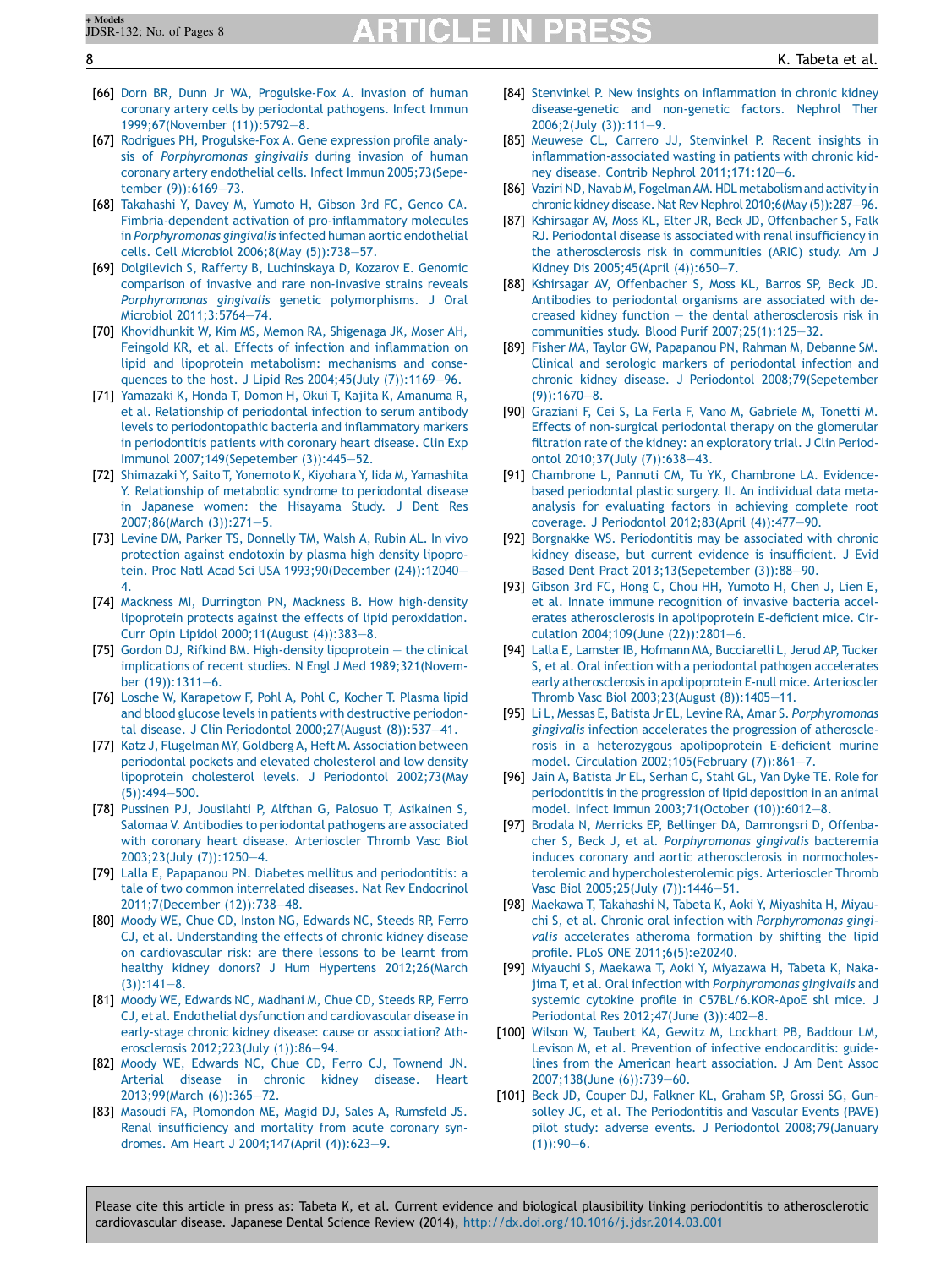[66] Dorn BR, Dunn Jr WA, Progulske-Fox A. Invasion of human coronary artery cells by periodontal pathogens. Infect Immun 1999;67(November (11)):5792—8.

[67] Rodrigues PH, Progulske-Fox A. Gene expression profile analysis of *Porphyromonas gingivalis* during invasion of human coronary artery endothelial cells. Infect Immun 2005;73(Sepetember (9)):6169—73.

[68] Takahashi Y, Davey M, Yumoto H, Gibson 3rd FC, Genco CA. Fimbria-dependent activation of pro-inflammatory molecules in *Porphyromonas gingivalis* infected human aortic endothelial cells. Cell Microbiol 2006;8(May (5)):738—57.

[69] Dolgilevich S, Rafferty B, Luchinskaya D, Kozarov E. Genomic comparison of invasive and rare non-invasive strains reveals *Porphyromonas gingivalis* genetic polymorphisms. J Oral Microbiol 2011;3:5764—74.

[70] Khovidhunkit W, Kim MS, Memon RA, Shigenaga JK, Moser AH, Feingold KR, et al. Effects of infection and inflammation on lipid and lipoprotein metabolism: mechanisms and consequences to the host. J Lipid Res 2004;45(July (7)):1169—96.

[71] Yamazaki K, Honda T, Domon H, Okui T, Kajita K, Amanuma R, et al. Relationship of periodontal infection to serum antibody levels to periodontopathic bacteria and inflammatory markers in periodontitis patients with coronary heart disease. Clin Exp Immunol 2007;149(Sepetember (3)):445—52.

[72] Shimazaki Y, Saito T, Yonemoto K, Kiyohara Y, Iida M, Yamashita Y. Relationship of metabolic syndrome to periodontal disease in Japanese women: the Hisayama Study. J Dent Res 2007;86(March (3)):271—5.

[73] Levine DM, Parker TS, Donnelly TM, Walsh A, Rubin AL. In vivo protection against endotoxin by plasma high density lipoprotein. Proc Natl Acad Sci USA 1993;90(December (24)):12040—4.

[74] Mackness MI, Durrington PN, Mackness B. How high-density lipoprotein protects against the effects of lipid peroxidation. Curr Opin Lipidol 2000;11(August (4)):383—8.

[75] Gordon DJ, Rifkind BM. High-density lipoprotein — the clinical implications of recent studies. N Engl J Med 1989;321(November (19)):1311—6.

[76] Losche W, Karapetow F, Pohl A, Pohl C, Kocher T. Plasma lipid and blood glucose levels in patients with destructive periodontal disease. J Clin Periodontol 2000;27(August (8)):537—41.

[77] Katz J, Flugelman MY, Goldberg A, Heft M. Association between periodontal pockets and elevated cholesterol and low density lipoprotein cholesterol levels. J Periodontol 2002;73(May (5)):494—500.

[78] Pussinen PJ, Jousilahti P, Alfthan G, Palosuo T, Asikainen S, Salomaa V. Antibodies to periodontal pathogens are associated with coronary heart disease. Arterioscler Thromb Vasc Biol 2003;23(July (7)):1250—4.

[79] Lalla E, Papapanou PN. Diabetes mellitus and periodontitis: a tale of two common interrelated diseases. Nat Rev Endocrinol 2011;7(December (12)):738—48.

[80] Moody WE, Chue CD, Inston NG, Edwards NC, Steeds RP, Ferro CJ, et al. Understanding the effects of chronic kidney disease on cardiovascular risk: are there lessons to be learnt from healthy kidney donors? J Hum Hypertens 2012;26(March (3)):141—8.

[81] Moody WE, Edwards NC, Madhani M, Chue CD, Steeds RP, Ferro CJ, et al. Endothelial dysfunction and cardiovascular disease in early-stage chronic kidney disease: cause or association? Atherosclerosis 2012;223(July (1)):86—94.

[82] Moody WE, Edwards NC, Chue CD, Ferro CJ, Townend JN. Arterial disease in chronic kidney disease. Heart 2013;99(March (6)):365—72.

[83] Masoudi FA, Plomondon ME, Magid DJ, Sales A, Rumsfeld JS. Renal insufficiency and mortality from acute coronary syndromes. Am Heart J 2004;147(April (4)):623—9.

[84] Stenvinkel P. New insights on inflammation in chronic kidney disease-genetic and non-genetic factors. Nephrol Ther 2006;2(July (3)):111—9.

[85] Meuwese CL, Carrero JJ, Stenvinkel P. Recent insights in inflammation-associated wasting in patients with chronic kidney disease. Contrib Nephrol 2011;171:120—6.

[86] Vaziri ND, Navab M, Fogelman AM. HDL metabolism and activity in chronic kidney disease. Nat Rev Nephrol 2010;6(May (5)):287—96.

[87] Kshirsagar AV, Moss KL, Elter JR, Beck JD, Offenbacher S, Falk RJ. Periodontal disease is associated with renal insufficiency in the atherosclerosis risk in communities (ARIC) study. Am J Kidney Dis 2005;45(April (4)):650—7.

[88] Kshirsagar AV, Offenbacher S, Moss KL, Barros SP, Beck JD. Antibodies to periodontal organisms are associated with decreased kidney function — the dental atherosclerosis risk in communities study. Blood Purif 2007;25(1):125—32.

[89] Fisher MA, Taylor GW, Papapanou PN, Rahman M, Debanne SM. Clinical and serologic markers of periodontal infection and chronic kidney disease. J Periodontol 2008;79(Sepetember (9)):1670—8.

[90] Graziani F, Cei S, La Ferla F, Vano M, Gabriele M, Tonetti M. Effects of non-surgical periodontal therapy on the glomerular filtration rate of the kidney: an exploratory trial. J Clin Periodontol 2010;37(July (7)):638—43.

[91] Chambrone L, Pannuti CM, Tu YK, Chambrone LA. Evidence-based periodontal plastic surgery. II. An individual data meta-analysis for evaluating factors in achieving complete root coverage. J Periodontol 2012;83(April (4)):477—90.

[92] Borgnakke WS. Periodontitis may be associated with chronic kidney disease, but current evidence is insufficient. J Evid Based Dent Pract 2013;13(Sepetember (3)):88—90.

[93] Gibson 3rd FC, Hong C, Chou HH, Yumoto H, Chen J, Lien E, et al. Innate immune recognition of invasive bacteria accelerates atherosclerosis in apolipoprotein E-deficient mice. Circulation 2004;109(June (22)):2801—6.

[94] Lalla E, Lamster IB, Hofmann MA, Bucciarelli L, Jerud AP, Tucker S, et al. Oral infection with a periodontal pathogen accelerates early atherosclerosis in apolipoprotein E-null mice. Arterioscler Thromb Vasc Biol 2003;23(August (8)):1405—11.

[95] Li L, Messas E, Batista Jr EL, Levine RA, Amar S. *Porphyromonas gingivalis* infection accelerates the progression of atherosclerosis in a heterozygous apolipoprotein E-deficient murine model. Circulation 2002;105(February (7)):861—7.

[96] Jain A, Batista Jr EL, Serhan C, Stahl GL, Van Dyke TE. Role for periodontitis in the progression of lipid deposition in an animal model. Infect Immun 2003;71(October (10)):6012—8.

[97] Brodala N, Merricks EP, Bellinger DA, Damrongsri D, Offenbacher S, Beck J, et al. *Porphyromonas gingivalis* bacteremia induces coronary and aortic atherosclerosis in normocholesterolemic and hypercholesterolemic pigs. Arterioscler Thromb Vasc Biol 2005;25(July (7)):1446—51.

[98] Maekawa T, Takahashi N, Tabeta K, Aoki Y, Miyashita H, Miyauchi S, et al. Chronic oral infection with *Porphyromonas gingivalis* accelerates atheroma formation by shifting the lipid profile. PLoS ONE 2011;6(5):e20240.

[99] Miyauchi S, Maekawa T, Aoki Y, Miyazawa H, Tabeta K, Nakajima T, et al. Oral infection with *Porphyromonas gingivalis* and systemic cytokine profile in C57BL/6.KOR-ApoE shl mice. J Periodontal Res 2012;47(June (3)):402—8.

[100] Wilson W, Taubert KA, Gewitz M, Lockhart PB, Baddour LM, Levison M, et al. Prevention of infective endocarditis: guidelines from the American heart association. J Am Dent Assoc 2007;138(June (6)):739—60.

[101] Beck JD, Couper DJ, Falkner KL, Graham SP, Grossi SG, Gunsolley JC, et al. The Periodontitis and Vascular Events (PAVE) pilot study: adverse events. J Periodontol 2008;79(January (1)):90—6.

Please cite this article in press as: Tabeta K, et al. Current evidence and biological plausibility linking periodontitis to atherosclerotic cardiovascular disease. Japanese Dental Science Review (2014), http://dx.doi.org/10.1016/j.jdsr.2014.03.001